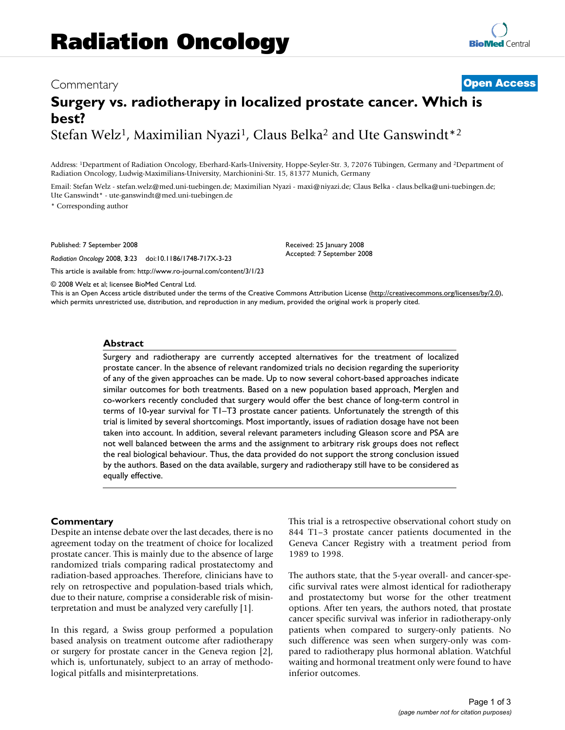Radiation Oncology

Commentary

**Open Access**

# Surgery vs. radiotherapy in localized prostate cancer. Which is best?

Stefan Welz[1], Maximilian Nyazi[1], Claus Belka[2] and Ute Ganswindt*[2]

Address: [1]Department of Radiation Oncology, Eberhard-Karls-University, Hoppe-Seyler-Str. 3, 72076 Tübingen, Germany and [2]Department of Radiation Oncology, Ludwig-Maximilians-University, Marchionini-Str. 15, 81377 Munich, Germany

Email: Stefan Welz - stefan.welz@med.uni-tuebingen.de; Maximilian Nyazi - maxi@niyazi.de; Claus Belka - claus.belka@uni-tuebingen.de; Ute Ganswindt* - ute-ganswindt@med.uni-tuebingen.de

* Corresponding author

Published: 7 September 2008

*Radiation Oncology* 2008, **3**:23 doi:10.1186/1748-717X-3-23

This article is available from: http://www.ro-journal.com/content/3/1/23

Received: 25 January 2008

Accepted: 7 September 2008

© 2008 Welz et al; licensee BioMed Central Ltd.

This is an Open Access article distributed under the terms of the Creative Commons Attribution License (http://creativecommons.org/licenses/by/2.0), which permits unrestricted use, distribution, and reproduction in any medium, provided the original work is properly cited.

## Abstract

Surgery and radiotherapy are currently accepted alternatives for the treatment of localized prostate cancer. In the absence of relevant randomized trials no decision regarding the superiority of any of the given approaches can be made. Up to now several cohort-based approaches indicate similar outcomes for both treatments. Based on a new population based approach, Merglen and co-workers recently concluded that surgery would offer the best chance of long-term control in terms of 10-year survival for T1–T3 prostate cancer patients. Unfortunately the strength of this trial is limited by several shortcomings. Most importantly, issues of radiation dosage have not been taken into account. In addition, several relevant parameters including Gleason score and PSA are not well balanced between the arms and the assignment to arbitrary risk groups does not reflect the real biological behaviour. Thus, the data provided do not support the strong conclusion issued by the authors. Based on the data available, surgery and radiotherapy still have to be considered as equally effective.

## Commentary

Despite an intense debate over the last decades, there is no agreement today on the treatment of choice for localized prostate cancer. This is mainly due to the absence of large randomized trials comparing radical prostatectomy and radiation-based approaches. Therefore, clinicians have to rely on retrospective and population-based trials which, due to their nature, comprise a considerable risk of misinterpretation and must be analyzed very carefully [1].

In this regard, a Swiss group performed a population based analysis on treatment outcome after radiotherapy or surgery for prostate cancer in the Geneva region [2], which is, unfortunately, subject to an array of methodological pitfalls and misinterpretations.

This trial is a retrospective observational cohort study on 844 T1–3 prostate cancer patients documented in the Geneva Cancer Registry with a treatment period from 1989 to 1998.

The authors state, that the 5-year overall- and cancer-specific survival rates were almost identical for radiotherapy and prostatectomy but worse for the other treatment options. After ten years, the authors noted, that prostate cancer specific survival was inferior in radiotherapy-only patients when compared to surgery-only patients. No such difference was seen when surgery-only was compared to radiotherapy plus hormonal ablation. Watchful waiting and hormonal treatment only were found to have inferior outcomes.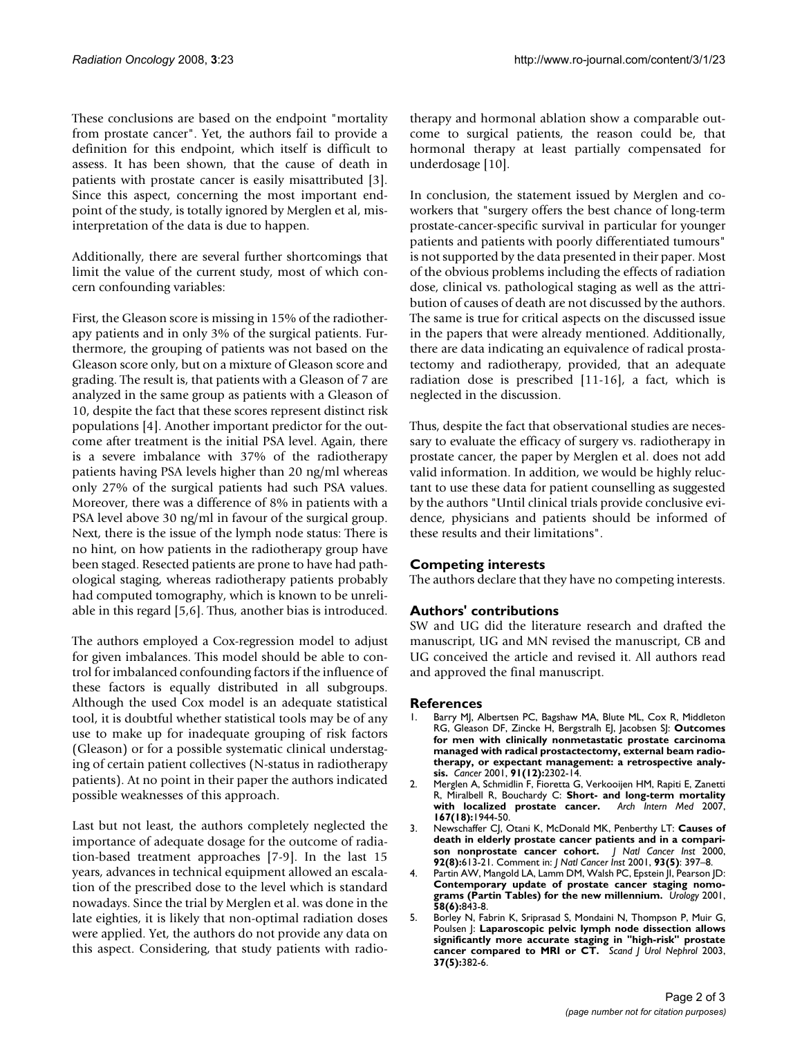These conclusions are based on the endpoint "mortality from prostate cancer". Yet, the authors fail to provide a definition for this endpoint, which itself is difficult to assess. It has been shown, that the cause of death in patients with prostate cancer is easily misattributed [3]. Since this aspect, concerning the most important endpoint of the study, is totally ignored by Merglen et al, misinterpretation of the data is due to happen.

Additionally, there are several further shortcomings that limit the value of the current study, most of which concern confounding variables:

First, the Gleason score is missing in 15% of the radiotherapy patients and in only 3% of the surgical patients. Furthermore, the grouping of patients was not based on the Gleason score only, but on a mixture of Gleason score and grading. The result is, that patients with a Gleason of 7 are analyzed in the same group as patients with a Gleason of 10, despite the fact that these scores represent distinct risk populations [4]. Another important predictor for the outcome after treatment is the initial PSA level. Again, there is a severe imbalance with 37% of the radiotherapy patients having PSA levels higher than 20 ng/ml whereas only 27% of the surgical patients had such PSA values. Moreover, there was a difference of 8% in patients with a PSA level above 30 ng/ml in favour of the surgical group. Next, there is the issue of the lymph node status: There is no hint, on how patients in the radiotherapy group have been staged. Resected patients are prone to have had pathological staging, whereas radiotherapy patients probably had computed tomography, which is known to be unreliable in this regard [5,6]. Thus, another bias is introduced.

The authors employed a Cox-regression model to adjust for given imbalances. This model should be able to control for imbalanced confounding factors if the influence of these factors is equally distributed in all subgroups. Although the used Cox model is an adequate statistical tool, it is doubtful whether statistical tools may be of any use to make up for inadequate grouping of risk factors (Gleason) or for a possible systematic clinical understaging of certain patient collectives (N-status in radiotherapy patients). At no point in their paper the authors indicated possible weaknesses of this approach.

Last but not least, the authors completely neglected the importance of adequate dosage for the outcome of radiation-based treatment approaches [7-9]. In the last 15 years, advances in technical equipment allowed an escalation of the prescribed dose to the level which is standard nowadays. Since the trial by Merglen et al. was done in the late eighties, it is likely that non-optimal radiation doses were applied. Yet, the authors do not provide any data on this aspect. Considering, that study patients with radiotherapy and hormonal ablation show a comparable outcome to surgical patients, the reason could be, that hormonal therapy at least partially compensated for underdosage [10].

In conclusion, the statement issued by Merglen and coworkers that "surgery offers the best chance of long-term prostate-cancer-specific survival in particular for younger patients and patients with poorly differentiated tumours" is not supported by the data presented in their paper. Most of the obvious problems including the effects of radiation dose, clinical vs. pathological staging as well as the attribution of causes of death are not discussed by the authors. The same is true for critical aspects on the discussed issue in the papers that were already mentioned. Additionally, there are data indicating an equivalence of radical prostatectomy and radiotherapy, provided, that an adequate radiation dose is prescribed [11-16], a fact, which is neglected in the discussion.

Thus, despite the fact that observational studies are necessary to evaluate the efficacy of surgery vs. radiotherapy in prostate cancer, the paper by Merglen et al. does not add valid information. In addition, we would be highly reluctant to use these data for patient counselling as suggested by the authors "Until clinical trials provide conclusive evidence, physicians and patients should be informed of these results and their limitations".

## Competing interests

The authors declare that they have no competing interests.

## Authors' contributions

SW and UG did the literature research and drafted the manuscript, UG and MN revised the manuscript, CB and UG conceived the article and revised it. All authors read and approved the final manuscript.

## References

1. Barry MJ, Albertsen PC, Bagshaw MA, Blute ML, Cox R, Middleton RG, Gleason DF, Zincke H, Bergstralh EJ, Jacobsen SJ: **Outcomes for men with clinically nonmetastatic prostate carcinoma managed with radical prostactectomy, external beam radiotherapy, or expectant management: a retrospective analysis.** *Cancer* 2001, **91(12):**2302-14.
2. Merglen A, Schmidlin F, Fioretta G, Verkooijen HM, Rapiti E, Zanetti R, Miralbell R, Bouchardy C: **Short- and long-term mortality with localized prostate cancer.** *Arch Intern Med* 2007, **167(18):**1944-50.
3. Newschaffer CJ, Otani K, McDonald MK, Penberthy LT: **Causes of death in elderly prostate cancer patients and in a comparison nonprostate cancer cohort.** *J Natl Cancer Inst* 2000, **92(8):**613-21. Comment in: *J Natl Cancer Inst* 2001, **93(5)**: 397–8.
4. Partin AW, Mangold LA, Lamm DM, Walsh PC, Epstein JI, Pearson JD: **Contemporary update of prostate cancer staging nomograms (Partin Tables) for the new millennium.** *Urology* 2001, **58(6):**843-8.
5. Borley N, Fabrin K, Sriprasad S, Mondaini N, Thompson P, Muir G, Poulsen J: **Laparoscopic pelvic lymph node dissection allows significantly more accurate staging in "high-risk" prostate cancer compared to MRI or CT.** *Scand J Urol Nephrol* 2003, **37(5):**382-6.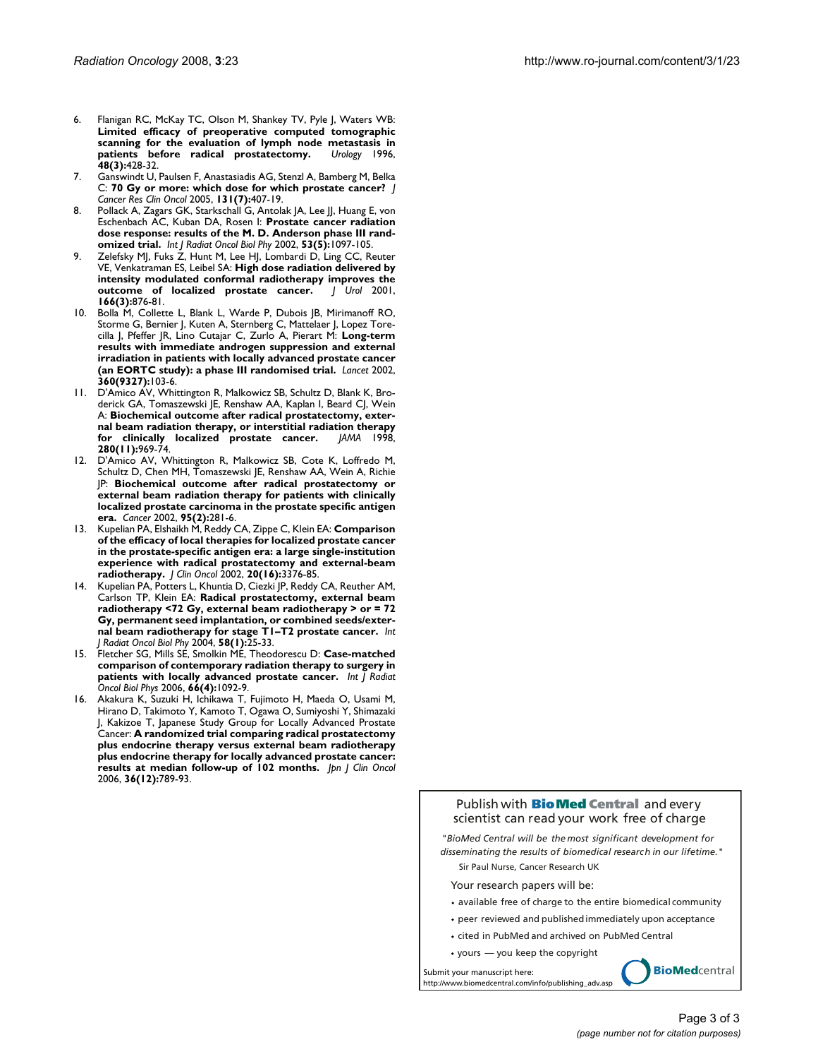6. Flanigan RC, McKay TC, Olson M, Shankey TV, Pyle J, Waters WB: **Limited efficacy of preoperative computed tomographic scanning for the evaluation of lymph node metastasis in patients before radical prostatectomy.** *Urology* 1996, **48(3):**428-32.
7. Ganswindt U, Paulsen F, Anastasiadis AG, Stenzl A, Bamberg M, Belka C: **70 Gy or more: which dose for which prostate cancer?** *J Cancer Res Clin Oncol* 2005, **131(7):**407-19.
8. Pollack A, Zagars GK, Starkschall G, Antolak JA, Lee JJ, Huang E, von Eschenbach AC, Kuban DA, Rosen I: **Prostate cancer radiation dose response: results of the M. D. Anderson phase III randomized trial.** *Int J Radiat Oncol Biol Phy* 2002, **53(5):**1097-105.
9. Zelefsky MJ, Fuks Z, Hunt M, Lee HJ, Lombardi D, Ling CC, Reuter VE, Venkatraman ES, Leibel SA: **High dose radiation delivered by intensity modulated conformal radiotherapy improves the outcome of localized prostate cancer.** *J Urol* 2001, **166(3):**876-81.
10. Bolla M, Collette L, Blank L, Warde P, Dubois JB, Mirimanoff RO, Storme G, Bernier J, Kuten A, Sternberg C, Mattelaer J, Lopez Torecilla J, Pfeffer JR, Lino Cutajar C, Zurlo A, Pierart M: **Long-term results with immediate androgen suppression and external irradiation in patients with locally advanced prostate cancer (an EORTC study): a phase III randomised trial.** *Lancet* 2002, **360(9327):**103-6.
11. D'Amico AV, Whittington R, Malkowicz SB, Schultz D, Blank K, Broderick GA, Tomaszewski JE, Renshaw AA, Kaplan I, Beard CJ, Wein A: **Biochemical outcome after radical prostatectomy, external beam radiation therapy, or interstitial radiation therapy for clinically localized prostate cancer.** *JAMA* 1998, **280(11):**969-74.
12. D'Amico AV, Whittington R, Malkowicz SB, Cote K, Loffredo M, Schultz D, Chen MH, Tomaszewski JE, Renshaw AA, Wein A, Richie JP: **Biochemical outcome after radical prostatectomy or external beam radiation therapy for patients with clinically localized prostate carcinoma in the prostate specific antigen era.** *Cancer* 2002, **95(2):**281-6.
13. Kupelian PA, Elshaikh M, Reddy CA, Zippe C, Klein EA: **Comparison of the efficacy of local therapies for localized prostate cancer in the prostate-specific antigen era: a large single-institution experience with radical prostatectomy and external-beam radiotherapy.** *J Clin Oncol* 2002, **20(16):**3376-85.
14. Kupelian PA, Potters L, Khuntia D, Ciezki JP, Reddy CA, Reuther AM, Carlson TP, Klein EA: **Radical prostatectomy, external beam radiotherapy <72 Gy, external beam radiotherapy > or = 72 Gy, permanent seed implantation, or combined seeds/external beam radiotherapy for stage T1–T2 prostate cancer.** *Int J Radiat Oncol Biol Phy* 2004, **58(1):**25-33.
15. Fletcher SG, Mills SE, Smolkin ME, Theodorescu D: **Case-matched comparison of contemporary radiation therapy to surgery in patients with locally advanced prostate cancer.** *Int J Radiat Oncol Biol Phys* 2006, **66(4):**1092-9.
16. Akakura K, Suzuki H, Ichikawa T, Fujimoto H, Maeda O, Usami M, Hirano D, Takimoto Y, Kamoto T, Ogawa O, Sumiyoshi Y, Shimazaki J, Kakizoe T, Japanese Study Group for Locally Advanced Prostate Cancer: **A randomized trial comparing radical prostatectomy plus endocrine therapy versus external beam radiotherapy plus endocrine therapy for locally advanced prostate cancer: results at median follow-up of 102 months.** *Jpn J Clin Oncol* 2006, **36(12):**789-93.

Publish with **BioMed Central** and every scientist can read your work free of charge

*"BioMed Central will be the most significant development for disseminating the results of biomedical research in our lifetime."*
Sir Paul Nurse, Cancer Research UK

Your research papers will be:

- available free of charge to the entire biomedical community
- peer reviewed and published immediately upon acceptance
- cited in PubMed and archived on PubMed Central
- yours — you keep the copyright

Submit your manuscript here:
http://www.biomedcentral.com/info/publishing_adv.asp

**BioMed**central